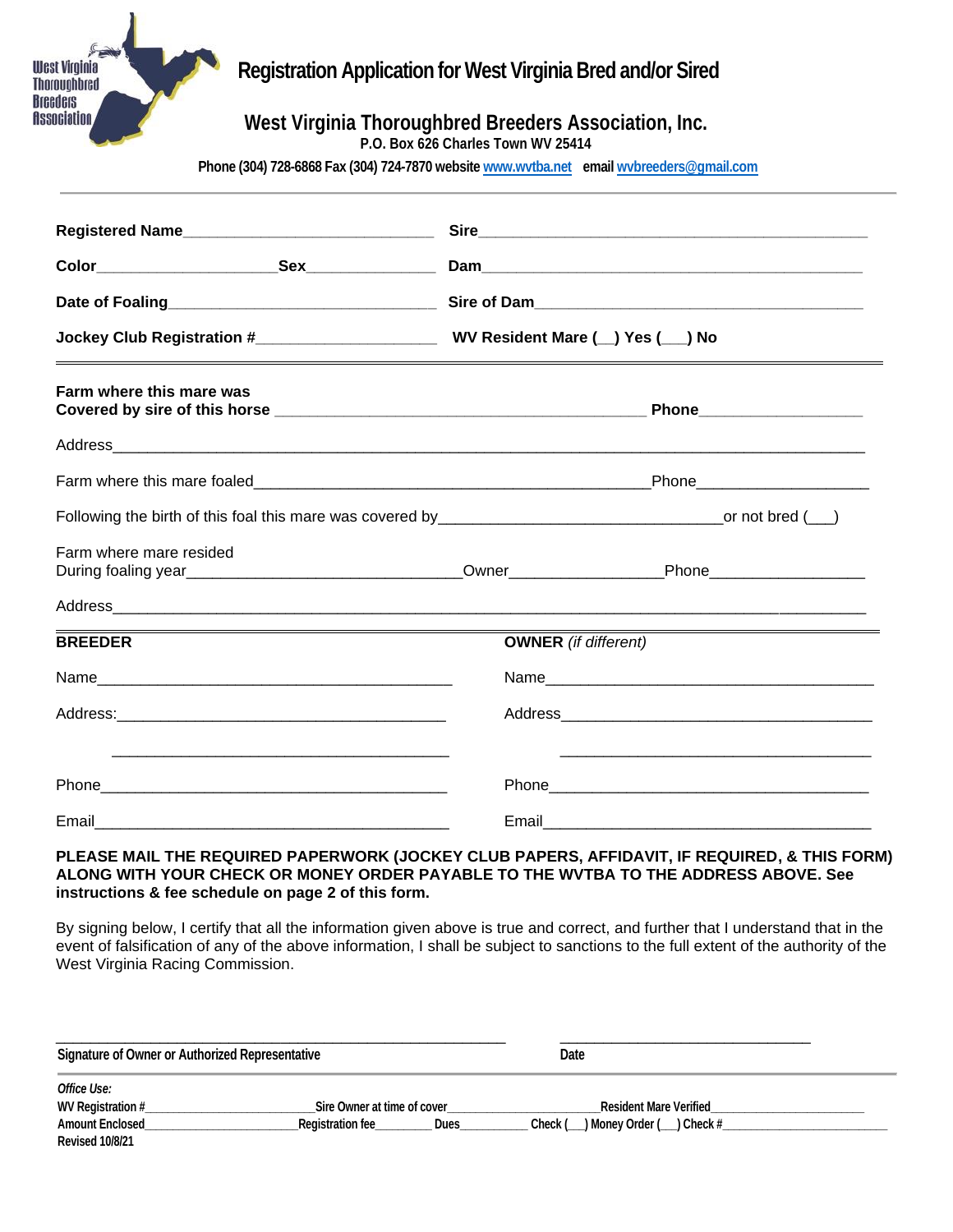West Virginia Thoroughbred Breeders Association

# Registration Application for West Virginia Bred and/or Sired

## West Virginia Thoroughbred Breeders Association, Inc.

**P.O. Box 626 Charles Town WV 25414**

**Phone (304) 728-6868 Fax (304) 724-7870 website www.wvtba.net email wvbreeders@gmail.com**

---

**Registered Name**______________________________ **Sire**______________________________________________

**Color**____________________**Sex**_______________ **Dam**_____________________________________________

**Date of Foaling**_______________________________ **Sire of Dam**_______________________________________

**Jockey Club Registration #**_____________________ **WV Resident Mare (__) Yes (___) No**

---

**Farm where this mare was Covered by sire of this horse** _____________________________________________ **Phone**___________________

Address__________________________________________________________________________________________

Farm where this mare foaled_______________________________________________Phone____________________

Following the birth of this foal this mare was covered by__________________________________or not bred (___)

Farm where mare resided During foaling year__________________________________Owner_________________Phone__________________

Address__________________________________________________________________________________________

---

**BREEDER**

Name___________________________________________

Address:________________________________________

________________________________________

Phone__________________________________________

Email__________________________________________

**OWNER** *(if different)*

Name_______________________________________

Address_____________________________________

_____________________________________

Phone_______________________________________

Email_______________________________________

**PLEASE MAIL THE REQUIRED PAPERWORK (JOCKEY CLUB PAPERS, AFFIDAVIT, IF REQUIRED, & THIS FORM) ALONG WITH YOUR CHECK OR MONEY ORDER PAYABLE TO THE WVTBA TO THE ADDRESS ABOVE. See instructions & fee schedule on page 2 of this form.**

By signing below, I certify that all the information given above is true and correct, and further that I understand that in the event of falsification of any of the above information, I shall be subject to sanctions to the full extent of the authority of the West Virginia Racing Commission.

_________________________________________________________ ________________________________

**Signature of Owner or Authorized Representative** **Date**

---

*Office Use:*

WV Registration #________________________Sire Owner at time of cover______________________Resident Mare Verified______________________

Amount Enclosed______________________Registration fee_________ Dues__________ Check (___) Money Order (___) Check #_________________________

Revised 10/8/21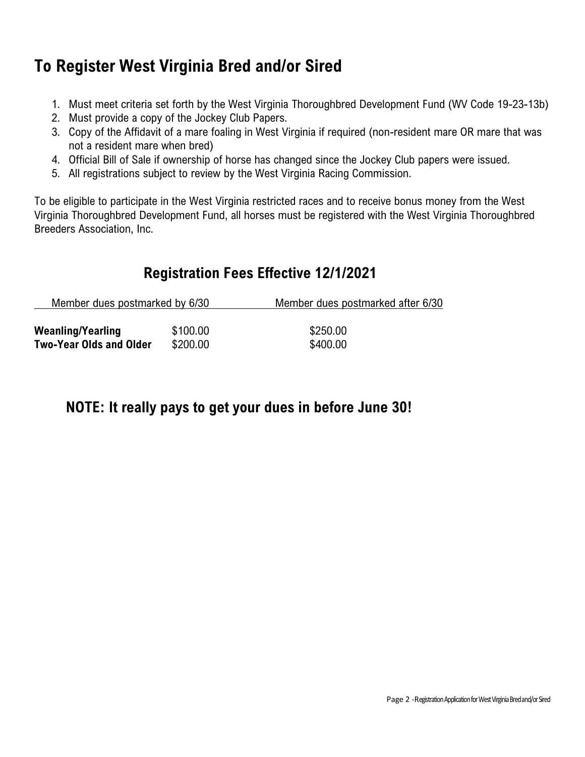## To Register West Virginia Bred and/or Sired

1. Must meet criteria set forth by the West Virginia Thoroughbred Development Fund (WV Code 19-23-13b)
2. Must provide a copy of the Jockey Club Papers.
3. Copy of the Affidavit of a mare foaling in West Virginia if required (non-resident mare OR mare that was not a resident mare when bred)
4. Official Bill of Sale if ownership of horse has changed since the Jockey Club papers were issued.
5. All registrations subject to review by the West Virginia Racing Commission.

To be eligible to participate in the West Virginia restricted races and to receive bonus money from the West Virginia Thoroughbred Development Fund, all horses must be registered with the West Virginia Thoroughbred Breeders Association, Inc.

### Registration Fees Effective 12/1/2021

| | Member dues postmarked by 6/30 | Member dues postmarked after 6/30 |
|---|---|---|
| **Weanling/Yearling** | $100.00 | $250.00 |
| **Two-Year Olds and Older** | $200.00 | $400.00 |

### NOTE: It really pays to get your dues in before June 30!